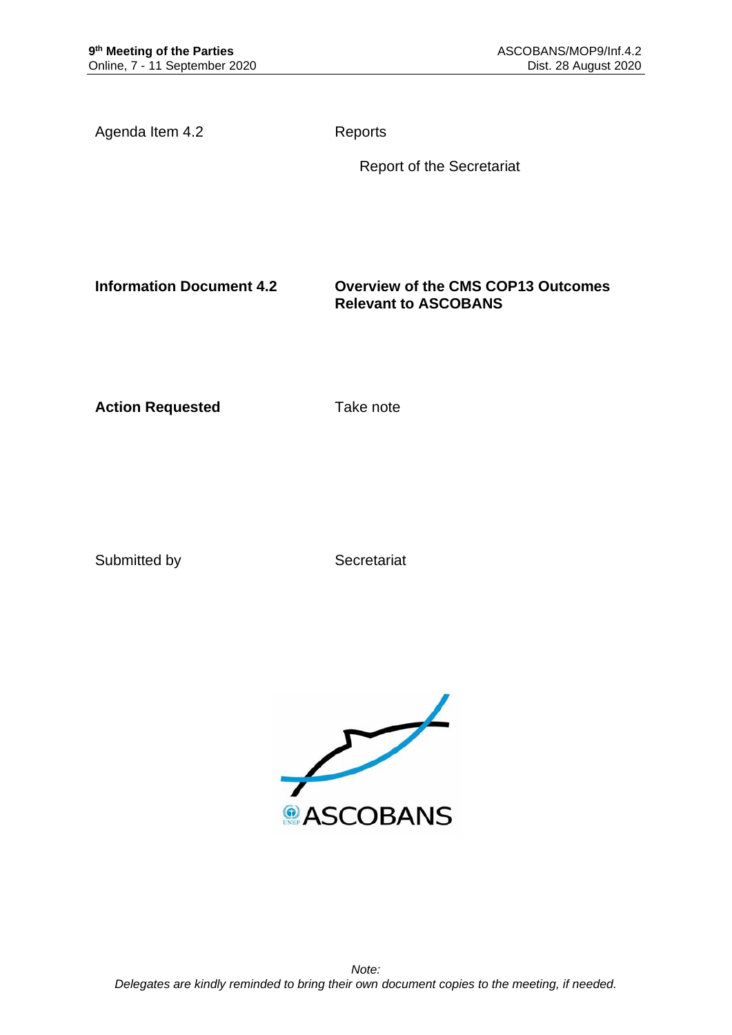**9th Meeting of the Parties**
Online, 7 - 11 September 2020

ASCOBANS/MOP9/Inf.4.2
Dist. 28 August 2020

Agenda Item 4.2 Reports

Report of the Secretariat

**Information Document 4.2** **Overview of the CMS COP13 Outcomes Relevant to ASCOBANS**

**Action Requested** Take note

Submitted by Secretariat

ASCOBANS

*Note:*
*Delegates are kindly reminded to bring their own document copies to the meeting, if needed.*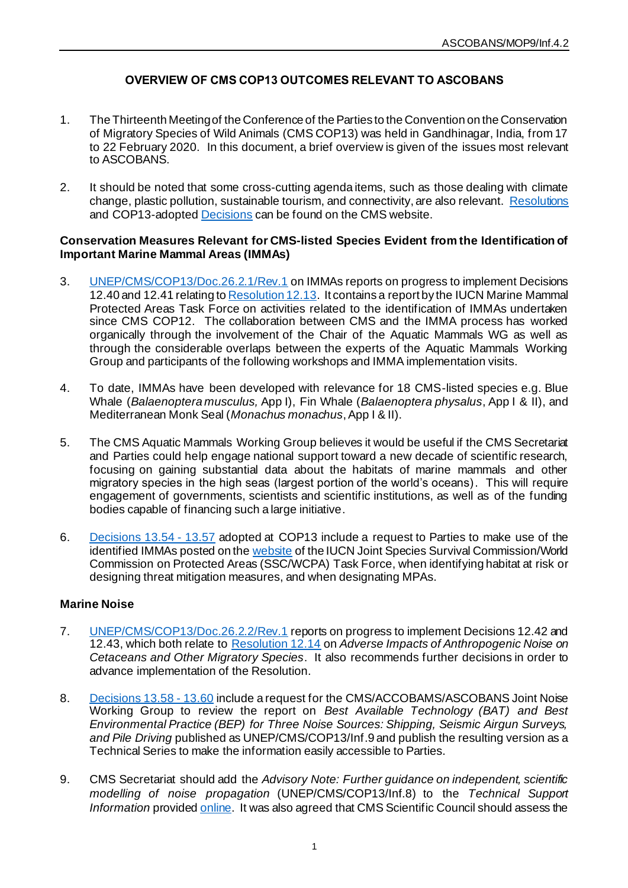# OVERVIEW OF CMS COP13 OUTCOMES RELEVANT TO ASCOBANS

1. The Thirteenth Meeting of the Conference of the Parties to the Convention on the Conservation of Migratory Species of Wild Animals (CMS COP13) was held in Gandhinagar, India, from 17 to 22 February 2020. In this document, a brief overview is given of the issues most relevant to ASCOBANS.

2. It should be noted that some cross-cutting agenda items, such as those dealing with climate change, plastic pollution, sustainable tourism, and connectivity, are also relevant. Resolutions and COP13-adopted Decisions can be found on the CMS website.

**Conservation Measures Relevant for CMS-listed Species Evident from the Identification of Important Marine Mammal Areas (IMMAs)**

3. UNEP/CMS/COP13/Doc.26.2.1/Rev.1 on IMMAs reports on progress to implement Decisions 12.40 and 12.41 relating to Resolution 12.13. It contains a report by the IUCN Marine Mammal Protected Areas Task Force on activities related to the identification of IMMAs undertaken since CMS COP12. The collaboration between CMS and the IMMA process has worked organically through the involvement of the Chair of the Aquatic Mammals WG as well as through the considerable overlaps between the experts of the Aquatic Mammals Working Group and participants of the following workshops and IMMA implementation visits.

4. To date, IMMAs have been developed with relevance for 18 CMS-listed species e.g. Blue Whale (*Balaenoptera musculus,* App I), Fin Whale (*Balaenoptera physalus*, App I & II), and Mediterranean Monk Seal (*Monachus monachus*, App I & II).

5. The CMS Aquatic Mammals Working Group believes it would be useful if the CMS Secretariat and Parties could help engage national support toward a new decade of scientific research, focusing on gaining substantial data about the habitats of marine mammals and other migratory species in the high seas (largest portion of the world's oceans). This will require engagement of governments, scientists and scientific institutions, as well as of the funding bodies capable of financing such a large initiative.

6. Decisions 13.54 - 13.57 adopted at COP13 include a request to Parties to make use of the identified IMMAs posted on the website of the IUCN Joint Species Survival Commission/World Commission on Protected Areas (SSC/WCPA) Task Force, when identifying habitat at risk or designing threat mitigation measures, and when designating MPAs.

**Marine Noise**

7. UNEP/CMS/COP13/Doc.26.2.2/Rev.1 reports on progress to implement Decisions 12.42 and 12.43, which both relate to Resolution 12.14 on *Adverse Impacts of Anthropogenic Noise on Cetaceans and Other Migratory Species*. It also recommends further decisions in order to advance implementation of the Resolution.

8. Decisions 13.58 - 13.60 include a request for the CMS/ACCOBAMS/ASCOBANS Joint Noise Working Group to review the report on *Best Available Technology (BAT) and Best Environmental Practice (BEP) for Three Noise Sources: Shipping, Seismic Airgun Surveys, and Pile Driving* published as UNEP/CMS/COP13/Inf.9 and publish the resulting version as a Technical Series to make the information easily accessible to Parties.

9. CMS Secretariat should add the *Advisory Note: Further guidance on independent, scientific modelling of noise propagation* (UNEP/CMS/COP13/Inf.8) to the *Technical Support Information* provided online. It was also agreed that CMS Scientific Council should assess the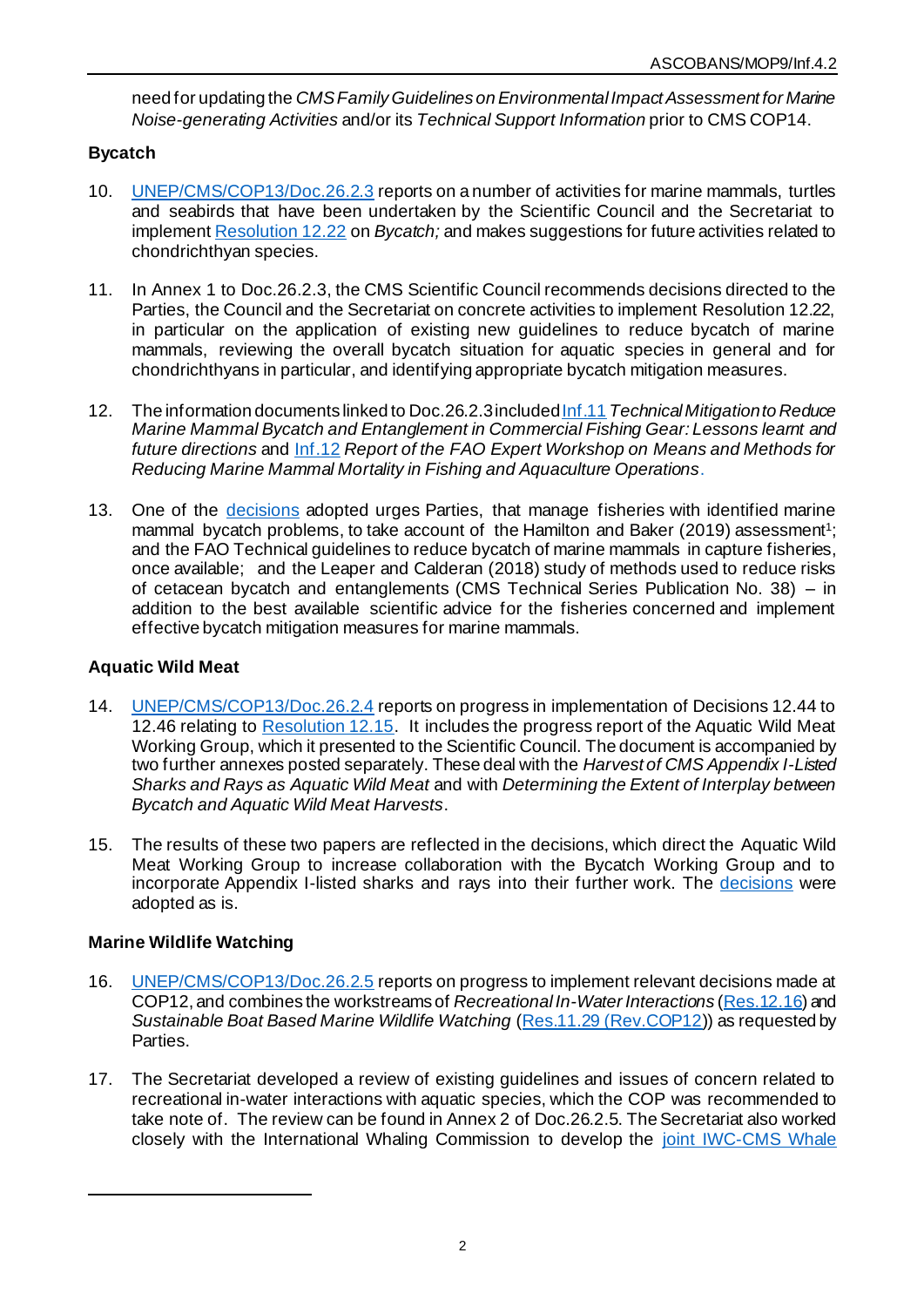need for updating the *CMS Family Guidelines on Environmental Impact Assessment for Marine Noise-generating Activities* and/or its *Technical Support Information* prior to CMS COP14.

**Bycatch**

10. UNEP/CMS/COP13/Doc.26.2.3 reports on a number of activities for marine mammals, turtles and seabirds that have been undertaken by the Scientific Council and the Secretariat to implement Resolution 12.22 on *Bycatch;* and makes suggestions for future activities related to chondrichthyan species.

11. In Annex 1 to Doc.26.2.3, the CMS Scientific Council recommends decisions directed to the Parties, the Council and the Secretariat on concrete activities to implement Resolution 12.22, in particular on the application of existing new guidelines to reduce bycatch of marine mammals, reviewing the overall bycatch situation for aquatic species in general and for chondrichthyans in particular, and identifying appropriate bycatch mitigation measures.

12. The information documents linked to Doc.26.2.3 included Inf.11 *Technical Mitigation to Reduce Marine Mammal Bycatch and Entanglement in Commercial Fishing Gear: Lessons learnt and future directions* and Inf.12 *Report of the FAO Expert Workshop on Means and Methods for Reducing Marine Mammal Mortality in Fishing and Aquaculture Operations*.

13. One of the decisions adopted urges Parties, that manage fisheries with identified marine mammal bycatch problems, to take account of the Hamilton and Baker (2019) assessment[1]; and the FAO Technical guidelines to reduce bycatch of marine mammals in capture fisheries, once available; and the Leaper and Calderan (2018) study of methods used to reduce risks of cetacean bycatch and entanglements (CMS Technical Series Publication No. 38) – in addition to the best available scientific advice for the fisheries concerned and implement effective bycatch mitigation measures for marine mammals.

**Aquatic Wild Meat**

14. UNEP/CMS/COP13/Doc.26.2.4 reports on progress in implementation of Decisions 12.44 to 12.46 relating to Resolution 12.15. It includes the progress report of the Aquatic Wild Meat Working Group, which it presented to the Scientific Council. The document is accompanied by two further annexes posted separately. These deal with the *Harvest of CMS Appendix I-Listed Sharks and Rays as Aquatic Wild Meat* and with *Determining the Extent of Interplay between Bycatch and Aquatic Wild Meat Harvests*.

15. The results of these two papers are reflected in the decisions, which direct the Aquatic Wild Meat Working Group to increase collaboration with the Bycatch Working Group and to incorporate Appendix I-listed sharks and rays into their further work. The decisions were adopted as is.

**Marine Wildlife Watching**

16. UNEP/CMS/COP13/Doc.26.2.5 reports on progress to implement relevant decisions made at COP12, and combines the workstreams of *Recreational In-Water Interactions* (Res.12.16) and *Sustainable Boat Based Marine Wildlife Watching* (Res.11.29 (Rev.COP12)) as requested by Parties.

17. The Secretariat developed a review of existing guidelines and issues of concern related to recreational in-water interactions with aquatic species, which the COP was recommended to take note of. The review can be found in Annex 2 of Doc.26.2.5. The Secretariat also worked closely with the International Whaling Commission to develop the joint IWC-CMS Whale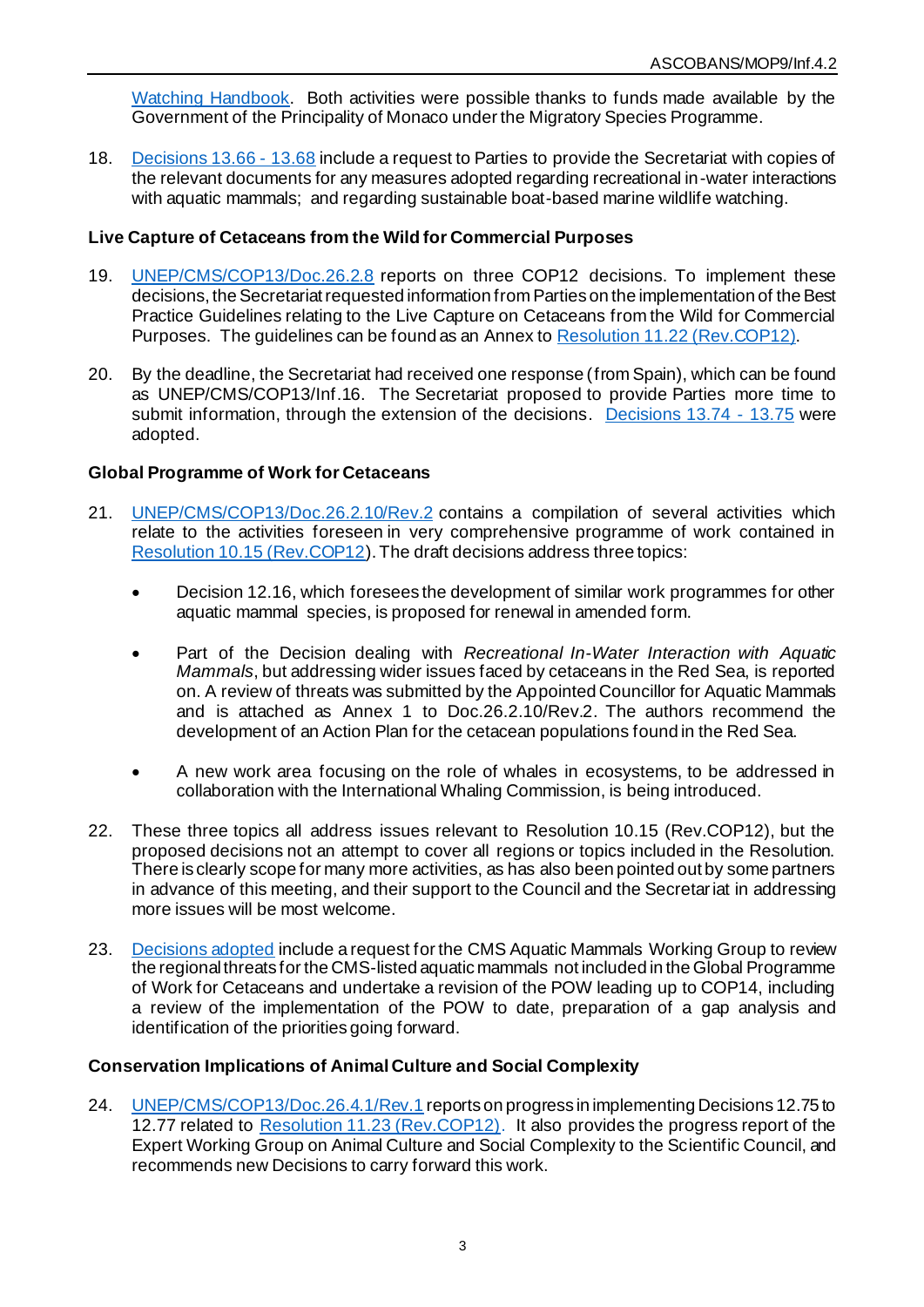Watching Handbook. Both activities were possible thanks to funds made available by the Government of the Principality of Monaco under the Migratory Species Programme.

18. Decisions 13.66 - 13.68 include a request to Parties to provide the Secretariat with copies of the relevant documents for any measures adopted regarding recreational in-water interactions with aquatic mammals; and regarding sustainable boat-based marine wildlife watching.

**Live Capture of Cetaceans from the Wild for Commercial Purposes**

19. UNEP/CMS/COP13/Doc.26.2.8 reports on three COP12 decisions. To implement these decisions, the Secretariat requested information from Parties on the implementation of the Best Practice Guidelines relating to the Live Capture on Cetaceans from the Wild for Commercial Purposes. The guidelines can be found as an Annex to Resolution 11.22 (Rev.COP12).

20. By the deadline, the Secretariat had received one response (from Spain), which can be found as UNEP/CMS/COP13/Inf.16. The Secretariat proposed to provide Parties more time to submit information, through the extension of the decisions. Decisions 13.74 - 13.75 were adopted.

**Global Programme of Work for Cetaceans**

21. UNEP/CMS/COP13/Doc.26.2.10/Rev.2 contains a compilation of several activities which relate to the activities foreseen in very comprehensive programme of work contained in Resolution 10.15 (Rev.COP12). The draft decisions address three topics:

    - Decision 12.16, which foresees the development of similar work programmes for other aquatic mammal species, is proposed for renewal in amended form.

    - Part of the Decision dealing with *Recreational In-Water Interaction with Aquatic Mammals*, but addressing wider issues faced by cetaceans in the Red Sea, is reported on. A review of threats was submitted by the Appointed Councillor for Aquatic Mammals and is attached as Annex 1 to Doc.26.2.10/Rev.2. The authors recommend the development of an Action Plan for the cetacean populations found in the Red Sea.

    - A new work area focusing on the role of whales in ecosystems, to be addressed in collaboration with the International Whaling Commission, is being introduced.

22. These three topics all address issues relevant to Resolution 10.15 (Rev.COP12), but the proposed decisions not an attempt to cover all regions or topics included in the Resolution. There is clearly scope for many more activities, as has also been pointed out by some partners in advance of this meeting, and their support to the Council and the Secretariat in addressing more issues will be most welcome.

23. Decisions adopted include a request for the CMS Aquatic Mammals Working Group to review the regional threats for the CMS-listed aquatic mammals not included in the Global Programme of Work for Cetaceans and undertake a revision of the POW leading up to COP14, including a review of the implementation of the POW to date, preparation of a gap analysis and identification of the priorities going forward.

**Conservation Implications of Animal Culture and Social Complexity**

24. UNEP/CMS/COP13/Doc.26.4.1/Rev.1 reports on progress in implementing Decisions 12.75 to 12.77 related to Resolution 11.23 (Rev.COP12). It also provides the progress report of the Expert Working Group on Animal Culture and Social Complexity to the Scientific Council, and recommends new Decisions to carry forward this work.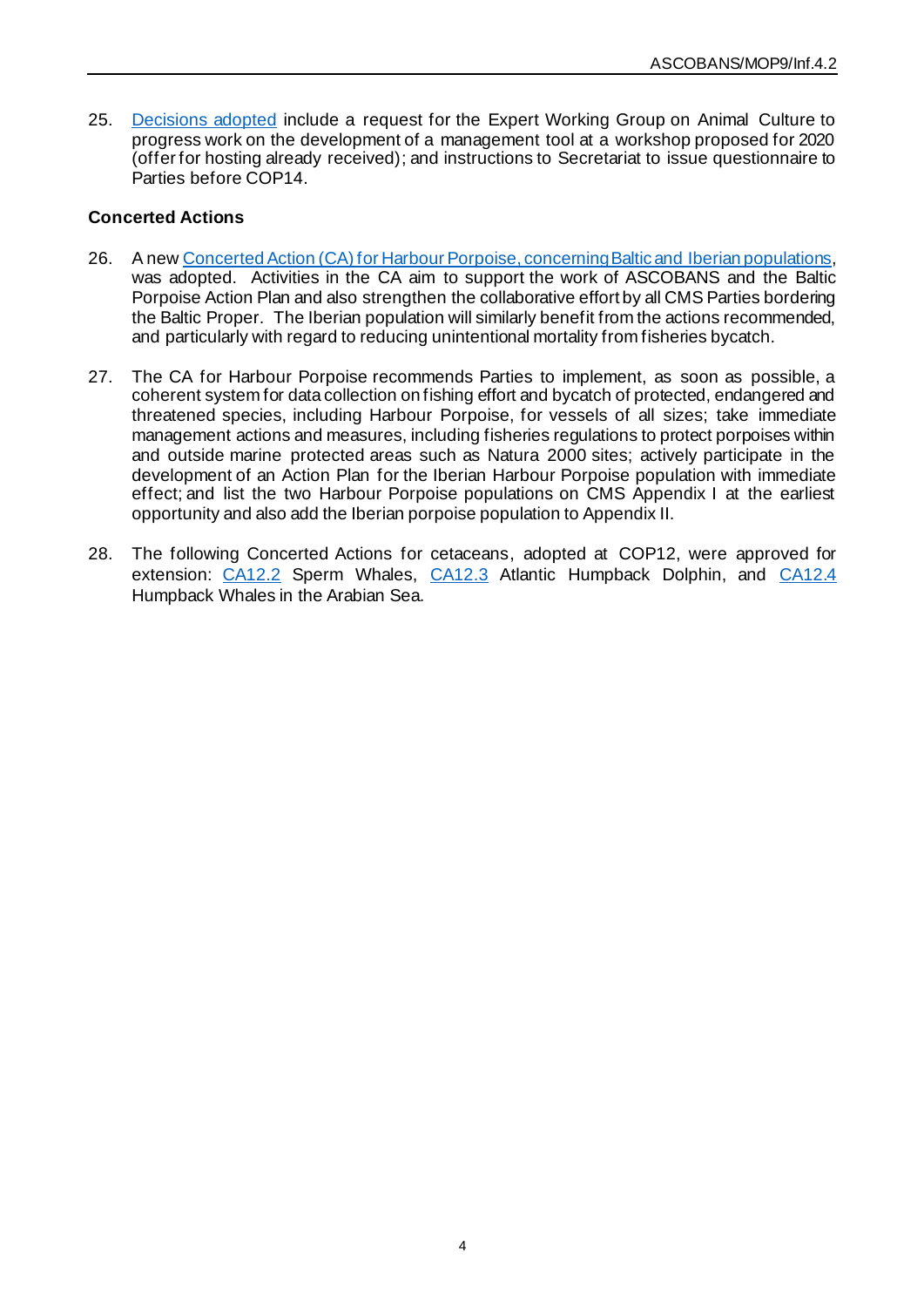25. Decisions adopted include a request for the Expert Working Group on Animal Culture to progress work on the development of a management tool at a workshop proposed for 2020 (offer for hosting already received); and instructions to Secretariat to issue questionnaire to Parties before COP14.

**Concerted Actions**

26. A new Concerted Action (CA) for Harbour Porpoise, concerning Baltic and Iberian populations, was adopted. Activities in the CA aim to support the work of ASCOBANS and the Baltic Porpoise Action Plan and also strengthen the collaborative effort by all CMS Parties bordering the Baltic Proper. The Iberian population will similarly benefit from the actions recommended, and particularly with regard to reducing unintentional mortality from fisheries bycatch.

27. The CA for Harbour Porpoise recommends Parties to implement, as soon as possible, a coherent system for data collection on fishing effort and bycatch of protected, endangered and threatened species, including Harbour Porpoise, for vessels of all sizes; take immediate management actions and measures, including fisheries regulations to protect porpoises within and outside marine protected areas such as Natura 2000 sites; actively participate in the development of an Action Plan for the Iberian Harbour Porpoise population with immediate effect; and list the two Harbour Porpoise populations on CMS Appendix I at the earliest opportunity and also add the Iberian porpoise population to Appendix II.

28. The following Concerted Actions for cetaceans, adopted at COP12, were approved for extension: CA12.2 Sperm Whales, CA12.3 Atlantic Humpback Dolphin, and CA12.4 Humpback Whales in the Arabian Sea.